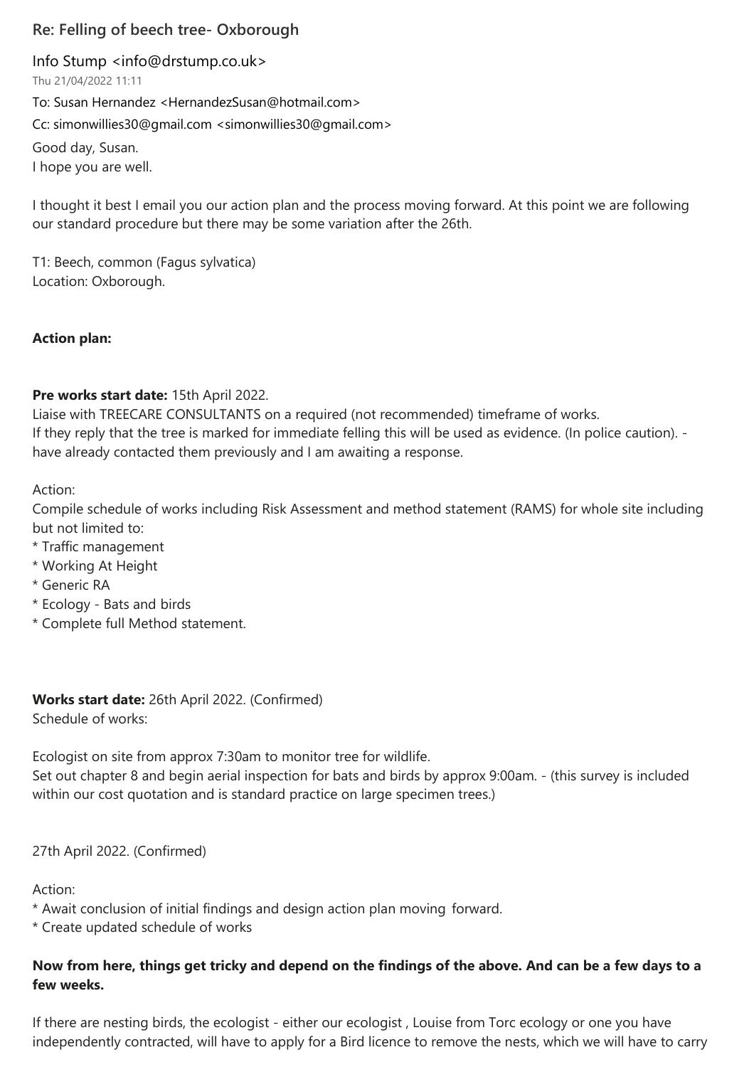## Re: Felling of beech tree- Oxborough

Info Stump <info@drstump.co.uk>

Thu 21/04/2022 11:11

To: Susan Hernandez <HernandezSusan@hotmail.com>

Cc: simonwillies30@gmail.com <simonwillies30@gmail.com>

Good day, Susan.
I hope you are well.

I thought it best I email you our action plan and the process moving forward. At this point we are following our standard procedure but there may be some variation after the 26th.

T1: Beech, common (Fagus sylvatica)
Location: Oxborough.

**Action plan:**

**Pre works start date:** 15th April 2022.
Liaise with TREECARE CONSULTANTS on a required (not recommended) timeframe of works.
If they reply that the tree is marked for immediate felling this will be used as evidence. (In police caution). - have already contacted them previously and I am awaiting a response.

Action:
Compile schedule of works including Risk Assessment and method statement (RAMS) for whole site including but not limited to:
* Traffic management
* Working At Height
* Generic RA
* Ecology - Bats and birds
* Complete full Method statement.

**Works start date:** 26th April 2022. (Confirmed)
Schedule of works:

Ecologist on site from approx 7:30am to monitor tree for wildlife.
Set out chapter 8 and begin aerial inspection for bats and birds by approx 9:00am. - (this survey is included within our cost quotation and is standard practice on large specimen trees.)

27th April 2022. (Confirmed)

Action:
* Await conclusion of initial findings and design action plan moving forward.
* Create updated schedule of works

**Now from here, things get tricky and depend on the findings of the above. And can be a few days to a few weeks.**

If there are nesting birds, the ecologist - either our ecologist , Louise from Torc ecology or one you have independently contracted, will have to apply for a Bird licence to remove the nests, which we will have to carry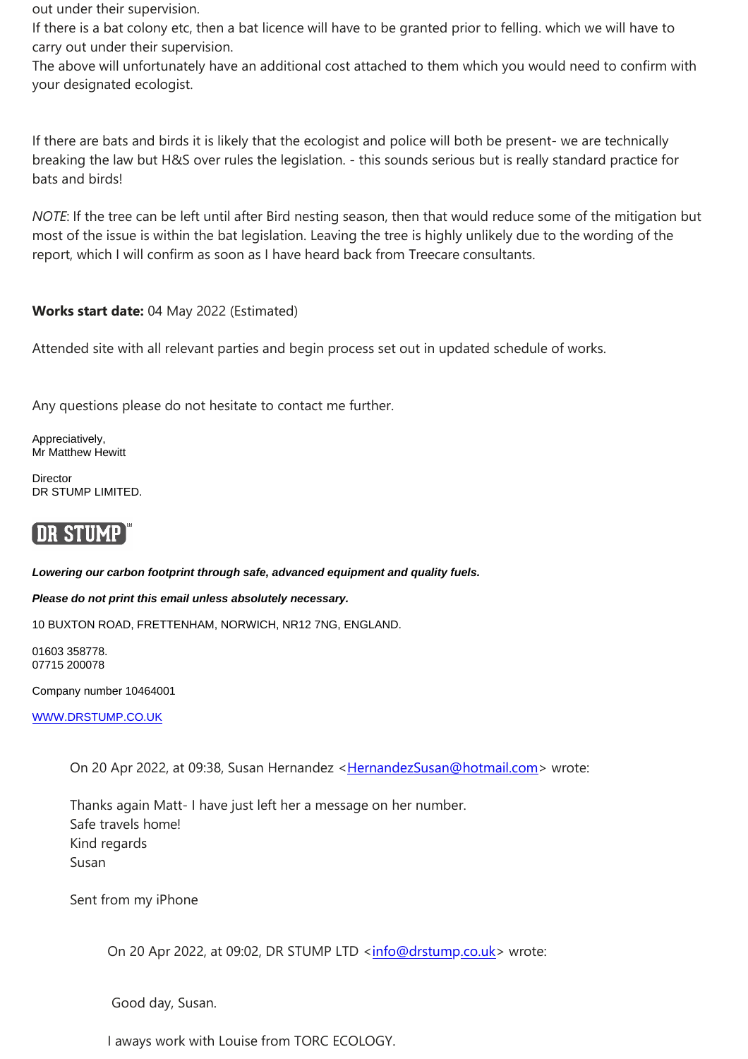out under their supervision.
If there is a bat colony etc, then a bat licence will have to be granted prior to felling. which we will have to carry out under their supervision.
The above will unfortunately have an additional cost attached to them which you would need to confirm with your designated ecologist.

If there are bats and birds it is likely that the ecologist and police will both be present- we are technically breaking the law but H&S over rules the legislation. - this sounds serious but is really standard practice for bats and birds!

*NOTE*: If the tree can be left until after Bird nesting season, then that would reduce some of the mitigation but most of the issue is within the bat legislation. Leaving the tree is highly unlikely due to the wording of the report, which I will confirm as soon as I have heard back from Treecare consultants.

**Works start date:** 04 May 2022 (Estimated)

Attended site with all relevant parties and begin process set out in updated schedule of works.

Any questions please do not hesitate to contact me further.

Appreciatively,
Mr Matthew Hewitt

Director
DR STUMP LIMITED.

DR STUMP

***Lowering our carbon footprint through safe, advanced equipment and quality fuels.***

***Please do not print this email unless absolutely necessary.***

10 BUXTON ROAD, FRETTENHAM, NORWICH, NR12 7NG, ENGLAND.

01603 358778.
07715 200078

Company number 10464001

WWW.DRSTUMP.CO.UK

> On 20 Apr 2022, at 09:38, Susan Hernandez <HernandezSusan@hotmail.com> wrote:
>
> Thanks again Matt- I have just left her a message on her number.
> Safe travels home!
> Kind regards
> Susan
>
> Sent from my iPhone
>
> > On 20 Apr 2022, at 09:02, DR STUMP LTD <info@drstump.co.uk> wrote:
> >
> > Good day, Susan.
> >
> > I aways work with Louise from TORC ECOLOGY.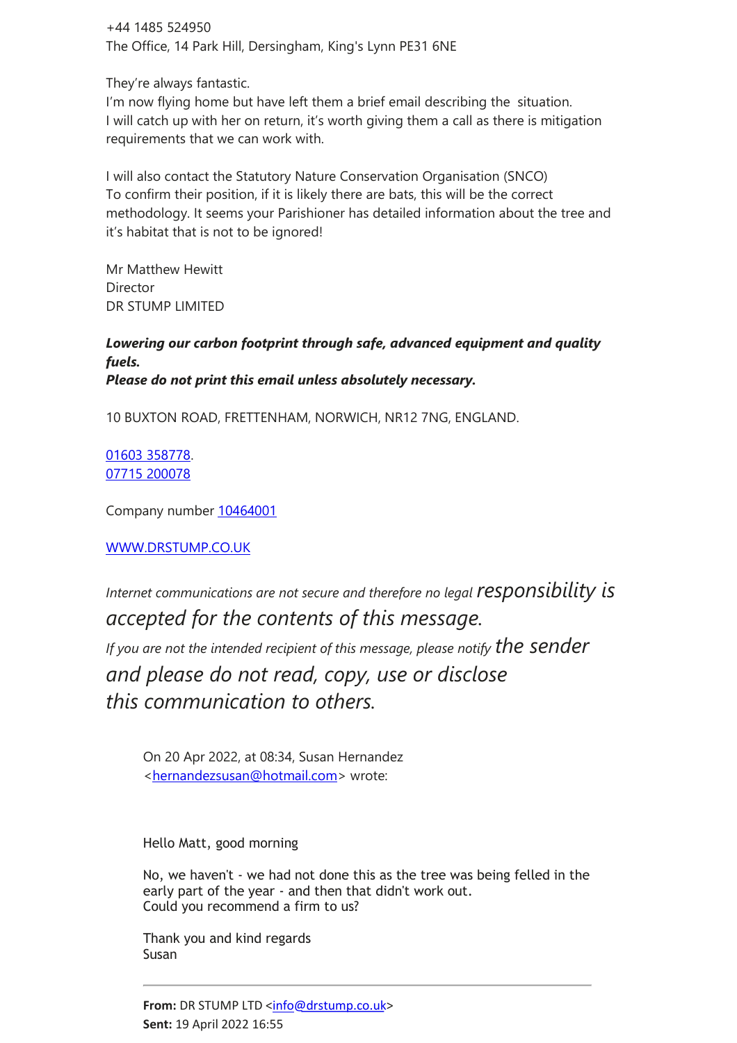+44 1485 524950
The Office, 14 Park Hill, Dersingham, King's Lynn PE31 6NE

They're always fantastic.
I'm now flying home but have left them a brief email describing the situation.
I will catch up with her on return, it's worth giving them a call as there is mitigation requirements that we can work with.

I will also contact the Statutory Nature Conservation Organisation (SNCO)
To confirm their position, if it is likely there are bats, this will be the correct methodology. It seems your Parishioner has detailed information about the tree and it's habitat that is not to be ignored!

Mr Matthew Hewitt
Director
DR STUMP LIMITED

***Lowering our carbon footprint through safe, advanced equipment and quality fuels.***
***Please do not print this email unless absolutely necessary.***

10 BUXTON ROAD, FRETTENHAM, NORWICH, NR12 7NG, ENGLAND.

01603 358778.
07715 200078

Company number 10464001

WWW.DRSTUMP.CO.UK

*Internet communications are not secure and therefore no legal responsibility is accepted for the contents of this message.*
*If you are not the intended recipient of this message, please notify the sender and please do not read, copy, use or disclose this communication to others.*

> On 20 Apr 2022, at 08:34, Susan Hernandez <hernandezsusan@hotmail.com> wrote:
>
> Hello Matt, good morning
>
> No, we haven't - we had not done this as the tree was being felled in the early part of the year - and then that didn't work out.
> Could you recommend a firm to us?
>
> Thank you and kind regards
> Susan
>
> ---
>
> **From:** DR STUMP LTD <info@drstump.co.uk>
> **Sent:** 19 April 2022 16:55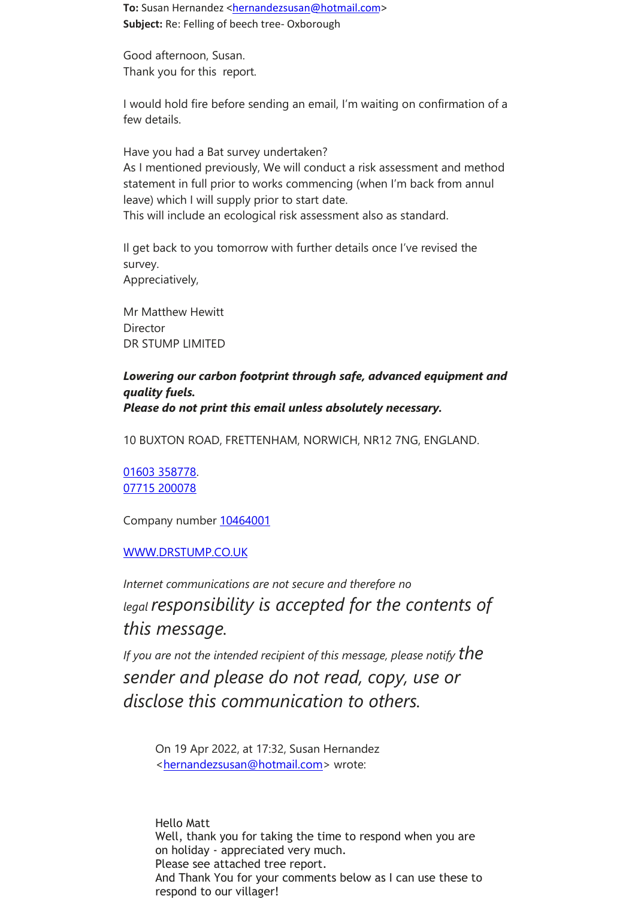**To:** Susan Hernandez <hernandezsusan@hotmail.com>
**Subject:** Re: Felling of beech tree- Oxborough

Good afternoon, Susan.
Thank you for this  report.

I would hold fire before sending an email, I'm waiting on confirmation of a few details.

Have you had a Bat survey undertaken?
As I mentioned previously, We will conduct a risk assessment and method statement in full prior to works commencing (when I'm back from annul leave) which I will supply prior to start date.
This will include an ecological risk assessment also as standard.

Il get back to you tomorrow with further details once I've revised the survey.
Appreciatively,

Mr Matthew Hewitt
Director
DR STUMP LIMITED

***Lowering our carbon footprint through safe, advanced equipment and quality fuels.***
***Please do not print this email unless absolutely necessary.***

10 BUXTON ROAD, FRETTENHAM, NORWICH, NR12 7NG, ENGLAND.

01603 358778.
07715 200078

Company number 10464001

WWW.DRSTUMP.CO.UK

*Internet communications are not secure and therefore no legal responsibility is accepted for the contents of this message.*
*If you are not the intended recipient of this message, please notify the sender and please do not read, copy, use or disclose this communication to others.*

> On 19 Apr 2022, at 17:32, Susan Hernandez <hernandezsusan@hotmail.com> wrote:
>
> Hello Matt
> Well, thank you for taking the time to respond when you are on holiday - appreciated very much.
> Please see attached tree report.
> And Thank You for your comments below as I can use these to respond to our villager!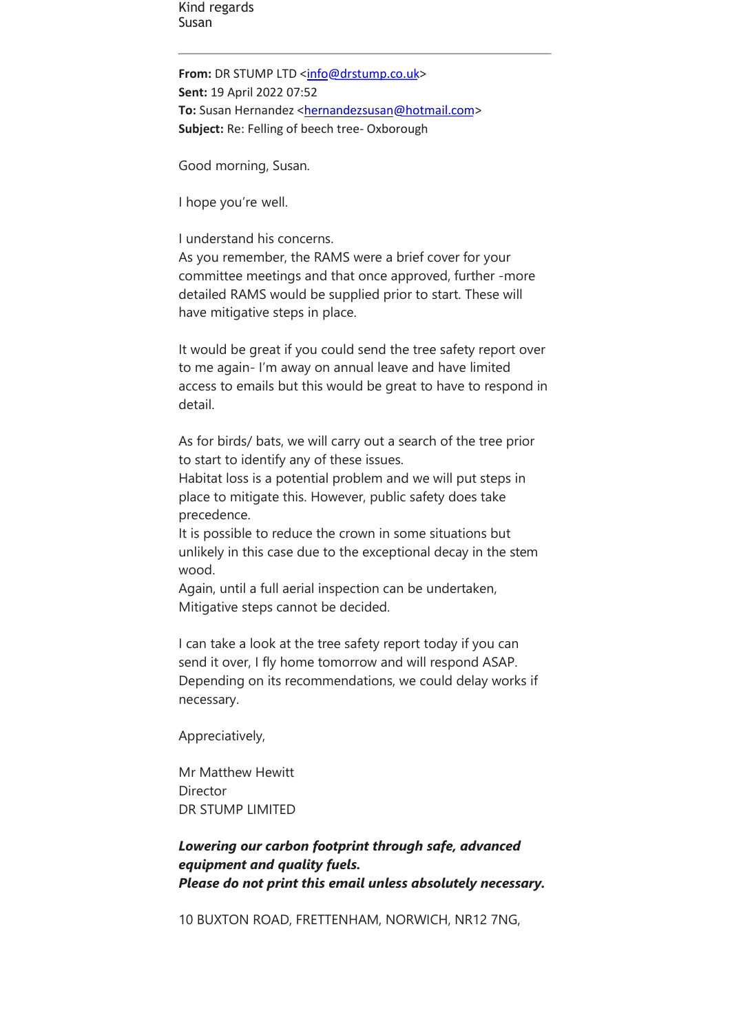Kind regards
Susan

---

**From:** DR STUMP LTD <info@drstump.co.uk>
**Sent:** 19 April 2022 07:52
**To:** Susan Hernandez <hernandezsusan@hotmail.com>
**Subject:** Re: Felling of beech tree- Oxborough

Good morning, Susan.

I hope you're well.

I understand his concerns.
As you remember, the RAMS were a brief cover for your committee meetings and that once approved, further -more detailed RAMS would be supplied prior to start. These will have mitigative steps in place.

It would be great if you could send the tree safety report over to me again- I'm away on annual leave and have limited access to emails but this would be great to have to respond in detail.

As for birds/ bats, we will carry out a search of the tree prior to start to identify any of these issues.
Habitat loss is a potential problem and we will put steps in place to mitigate this. However, public safety does take precedence.
It is possible to reduce the crown in some situations but unlikely in this case due to the exceptional decay in the stem wood.
Again, until a full aerial inspection can be undertaken, Mitigative steps cannot be decided.

I can take a look at the tree safety report today if you can send it over, I fly home tomorrow and will respond ASAP.
Depending on its recommendations, we could delay works if necessary.

Appreciatively,

Mr Matthew Hewitt
Director
DR STUMP LIMITED

***Lowering our carbon footprint through safe, advanced equipment and quality fuels.***
***Please do not print this email unless absolutely necessary.***

10 BUXTON ROAD, FRETTENHAM, NORWICH, NR12 7NG,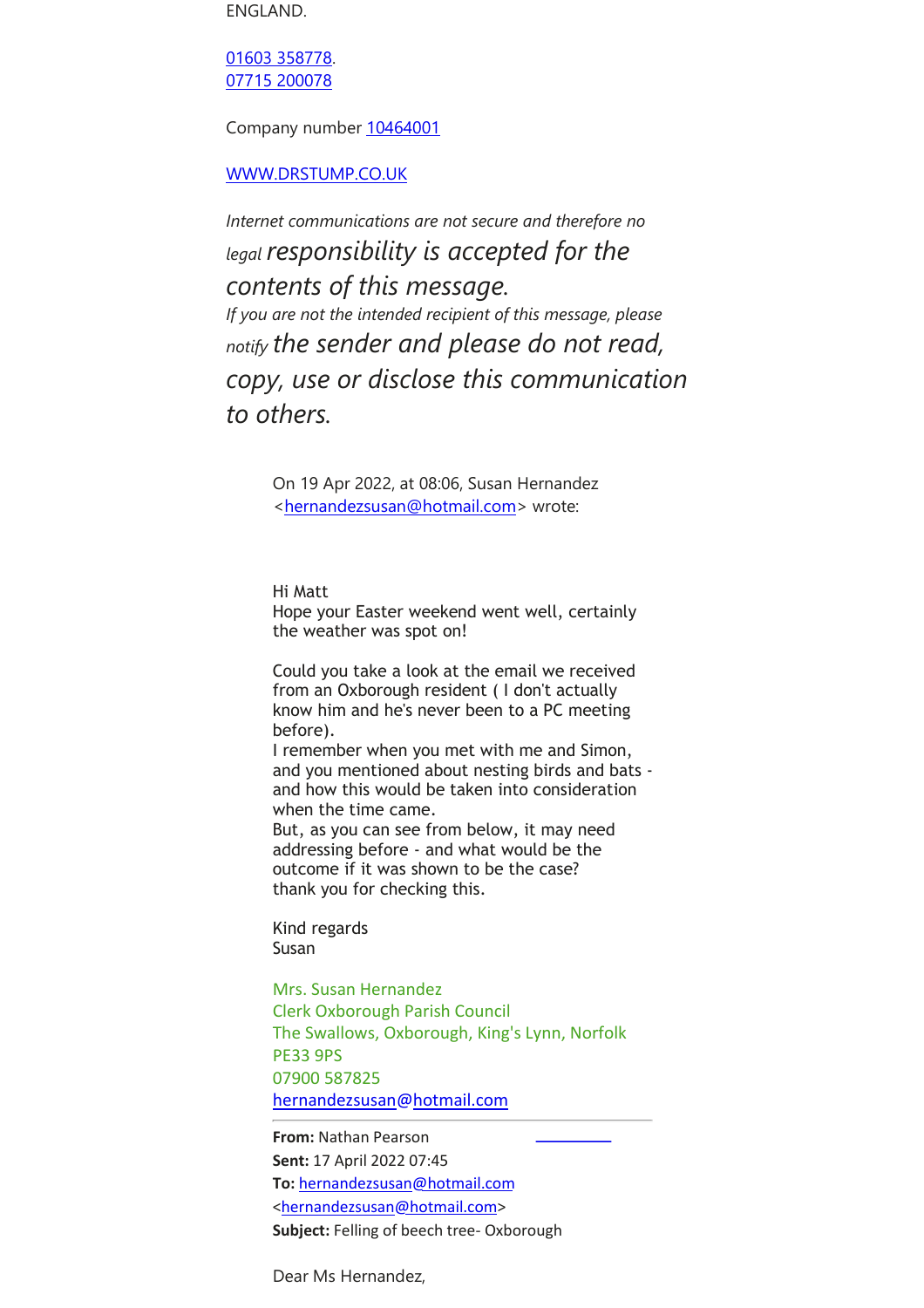ENGLAND.

01603 358778.
07715 200078

Company number 10464001

WWW.DRSTUMP.CO.UK

*Internet communications are not secure and therefore no legal responsibility is accepted for the contents of this message.*
*If you are not the intended recipient of this message, please notify the sender and please do not read, copy, use or disclose this communication to others.*

> On 19 Apr 2022, at 08:06, Susan Hernandez <hernandezsusan@hotmail.com> wrote:
>
> Hi Matt
> Hope your Easter weekend went well, certainly the weather was spot on!
>
> Could you take a look at the email we received from an Oxborough resident ( I don't actually know him and he's never been to a PC meeting before).
> I remember when you met with me and Simon, and you mentioned about nesting birds and bats - and how this would be taken into consideration when the time came.
> But, as you can see from below, it may need addressing before - and what would be the outcome if it was shown to be the case?
> thank you for checking this.
>
> Kind regards
> Susan
>
> Mrs. Susan Hernandez
> Clerk Oxborough Parish Council
> The Swallows, Oxborough, King's Lynn, Norfolk
> PE33 9PS
> 07900 587825
> hernandezsusan@hotmail.com
>
> ---
>
> **From:** Nathan Pearson
> **Sent:** 17 April 2022 07:45
> **To:** hernandezsusan@hotmail.com <hernandezsusan@hotmail.com>
> **Subject:** Felling of beech tree- Oxborough
>
> Dear Ms Hernandez,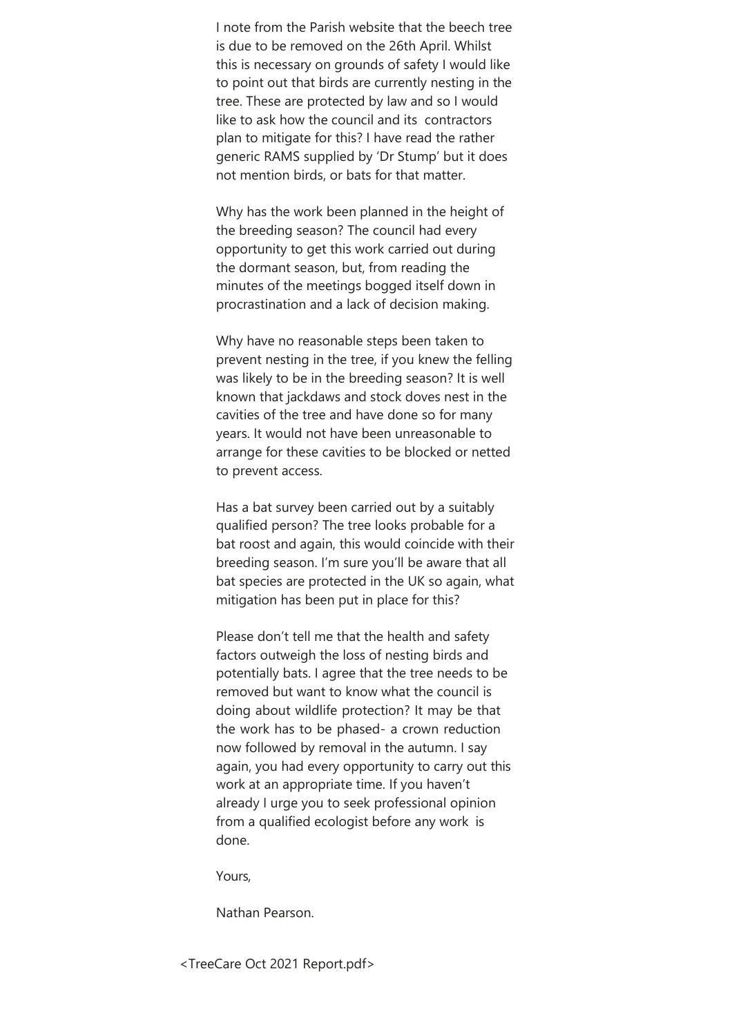I note from the Parish website that the beech tree is due to be removed on the 26th April. Whilst this is necessary on grounds of safety I would like to point out that birds are currently nesting in the tree. These are protected by law and so I would like to ask how the council and its contractors plan to mitigate for this? I have read the rather generic RAMS supplied by 'Dr Stump' but it does not mention birds, or bats for that matter.

Why has the work been planned in the height of the breeding season? The council had every opportunity to get this work carried out during the dormant season, but, from reading the minutes of the meetings bogged itself down in procrastination and a lack of decision making.

Why have no reasonable steps been taken to prevent nesting in the tree, if you knew the felling was likely to be in the breeding season? It is well known that jackdaws and stock doves nest in the cavities of the tree and have done so for many years. It would not have been unreasonable to arrange for these cavities to be blocked or netted to prevent access.

Has a bat survey been carried out by a suitably qualified person? The tree looks probable for a bat roost and again, this would coincide with their breeding season. I'm sure you'll be aware that all bat species are protected in the UK so again, what mitigation has been put in place for this?

Please don't tell me that the health and safety factors outweigh the loss of nesting birds and potentially bats. I agree that the tree needs to be removed but want to know what the council is doing about wildlife protection? It may be that the work has to be phased- a crown reduction now followed by removal in the autumn. I say again, you had every opportunity to carry out this work at an appropriate time. If you haven't already I urge you to seek professional opinion from a qualified ecologist before any work is done.

Yours,

Nathan Pearson.

<TreeCare Oct 2021 Report.pdf>